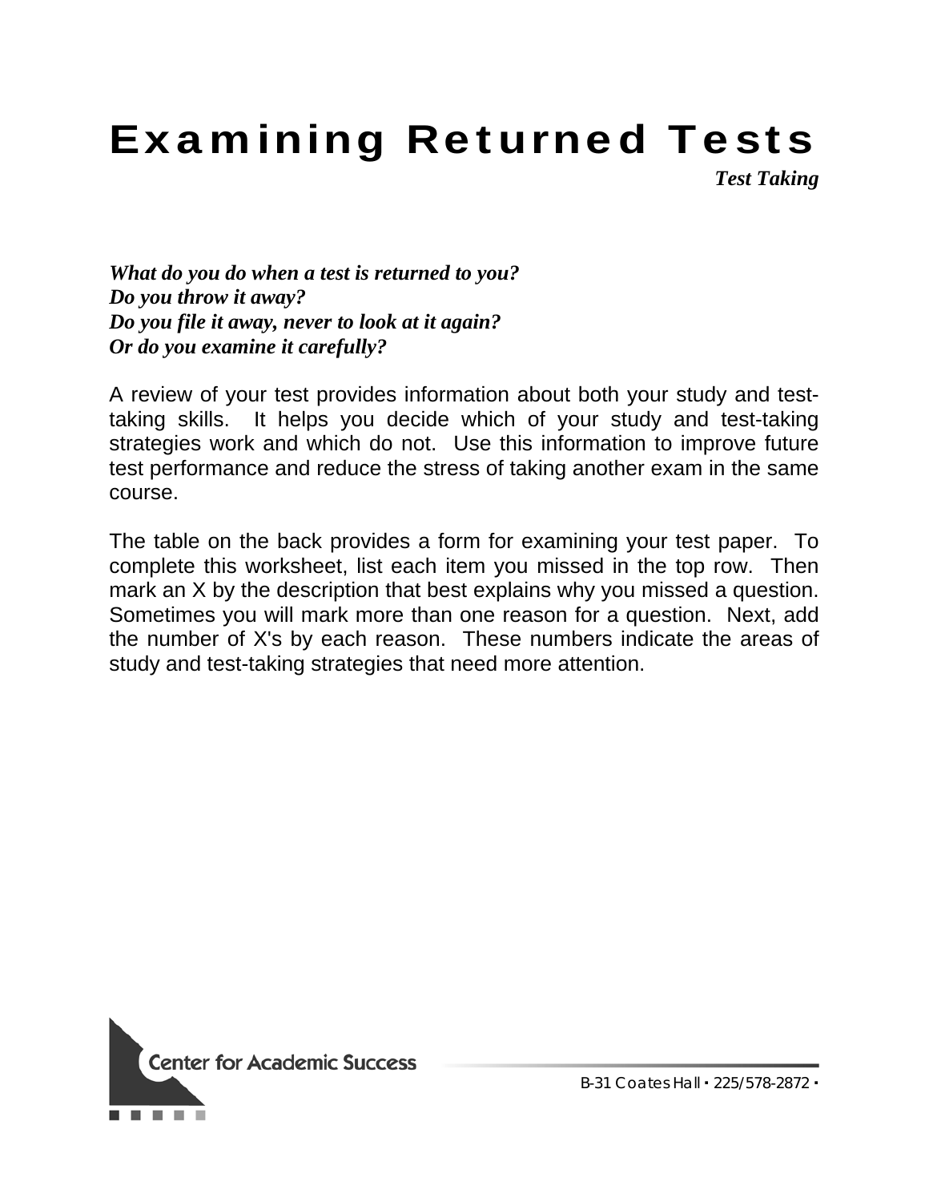# Examining Returned Tests

***Test Taking***

***What do you do when a test is returned to you?***
***Do you throw it away?***
***Do you file it away, never to look at it again?***
***Or do you examine it carefully?***

A review of your test provides information about both your study and test-taking skills. It helps you decide which of your study and test-taking strategies work and which do not. Use this information to improve future test performance and reduce the stress of taking another exam in the same course.

The table on the back provides a form for examining your test paper. To complete this worksheet, list each item you missed in the top row. Then mark an X by the description that best explains why you missed a question. Sometimes you will mark more than one reason for a question. Next, add the number of X's by each reason. These numbers indicate the areas of study and test-taking strategies that need more attention.

Center for Academic Success

B-31 Coates Hall • 225/578-2872 •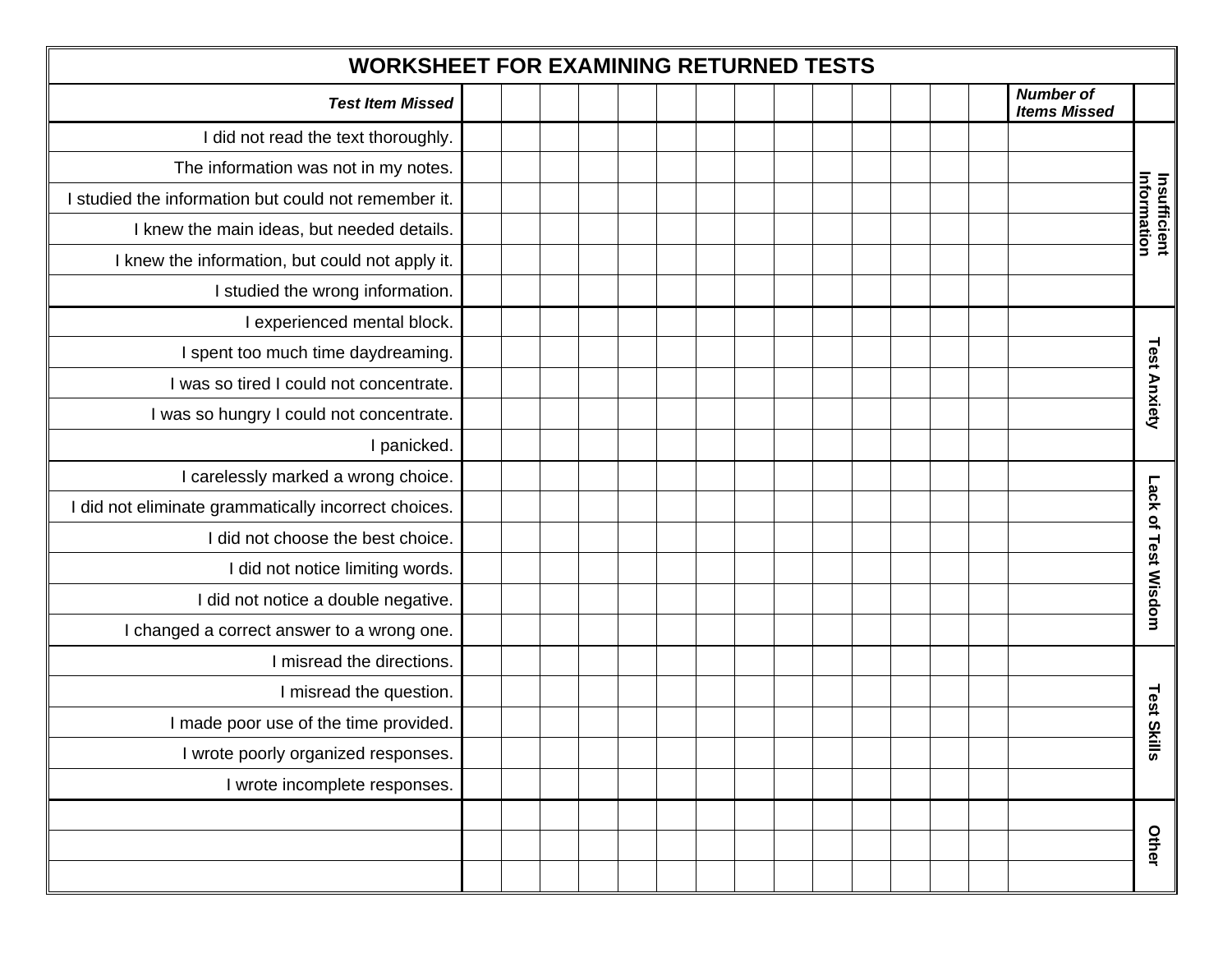# WORKSHEET FOR EXAMINING RETURNED TESTS

| *Test Item Missed* | | | | | | | | | | | | | | | *Number of Items Missed* | |
|---|---|---|---|---|---|---|---|---|---|---|---|---|---|---|---|---|
| I did not read the text thoroughly. | | | | | | | | | | | | | | | | Insufficient Information |
| The information was not in my notes. | | | | | | | | | | | | | | | | |
| I studied the information but could not remember it. | | | | | | | | | | | | | | | | |
| I knew the main ideas, but needed details. | | | | | | | | | | | | | | | | |
| I knew the information, but could not apply it. | | | | | | | | | | | | | | | | |
| I studied the wrong information. | | | | | | | | | | | | | | | | |
| I experienced mental block. | | | | | | | | | | | | | | | | Test Anxiety |
| I spent too much time daydreaming. | | | | | | | | | | | | | | | | |
| I was so tired I could not concentrate. | | | | | | | | | | | | | | | | |
| I was so hungry I could not concentrate. | | | | | | | | | | | | | | | | |
| I panicked. | | | | | | | | | | | | | | | | |
| I carelessly marked a wrong choice. | | | | | | | | | | | | | | | | Lack of Test Wisdom |
| I did not eliminate grammatically incorrect choices. | | | | | | | | | | | | | | | | |
| I did not choose the best choice. | | | | | | | | | | | | | | | | |
| I did not notice limiting words. | | | | | | | | | | | | | | | | |
| I did not notice a double negative. | | | | | | | | | | | | | | | | |
| I changed a correct answer to a wrong one. | | | | | | | | | | | | | | | | |
| I misread the directions. | | | | | | | | | | | | | | | | Test Skills |
| I misread the question. | | | | | | | | | | | | | | | | |
| I made poor use of the time provided. | | | | | | | | | | | | | | | | |
| I wrote poorly organized responses. | | | | | | | | | | | | | | | | |
| I wrote incomplete responses. | | | | | | | | | | | | | | | | |
| | | | | | | | | | | | | | | | | Other |
| | | | | | | | | | | | | | | | | |
| | | | | | | | | | | | | | | | | |